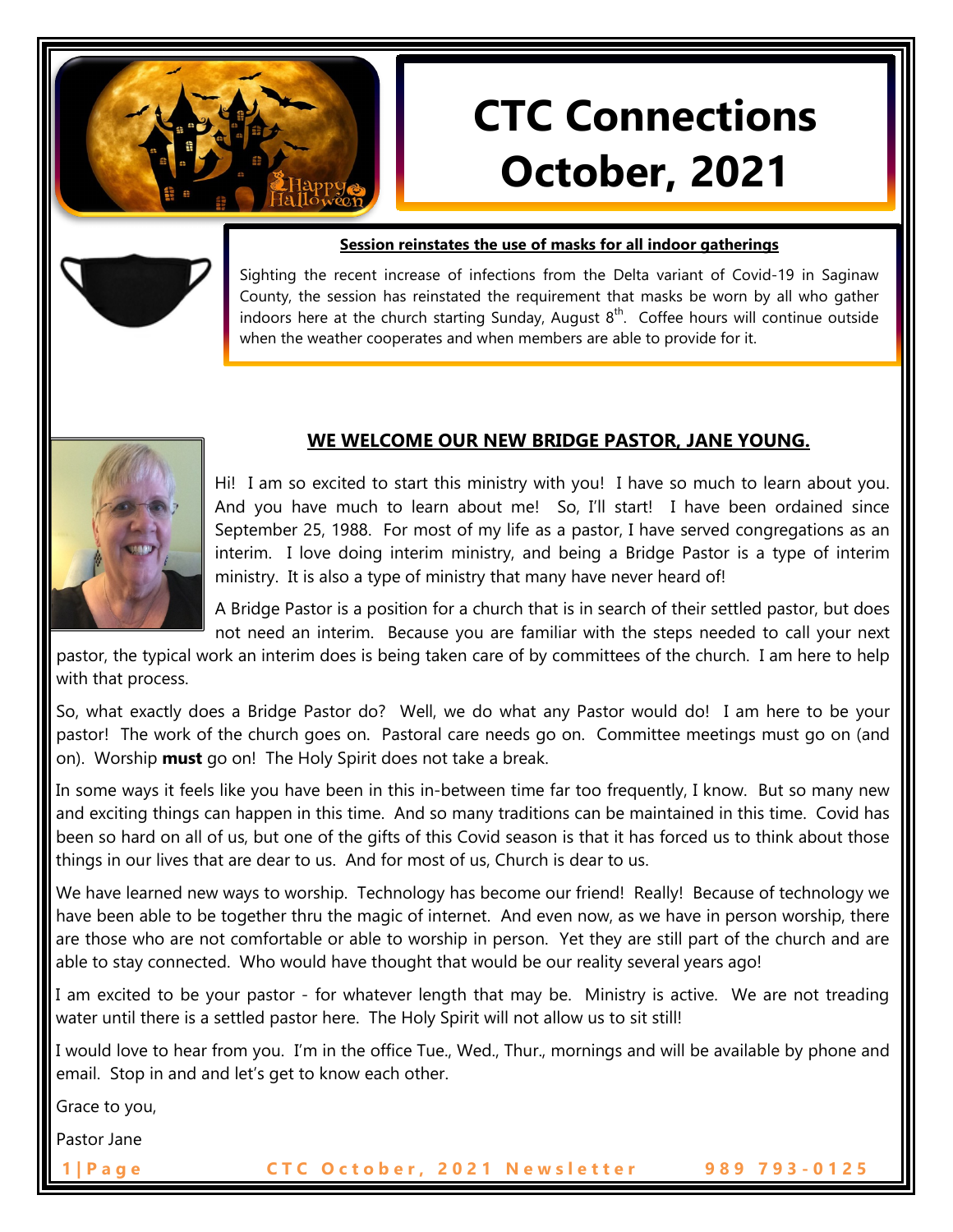# CTC Connections October, 2021

**Session reinstates the use of masks for all indoor gatherings**

Sighting the recent increase of infections from the Delta variant of Covid-19 in Saginaw County, the session has reinstated the requirement that masks be worn by all who gather indoors here at the church starting Sunday, August 8th. Coffee hours will continue outside when the weather cooperates and when members are able to provide for it.

## WE WELCOME OUR NEW BRIDGE PASTOR, JANE YOUNG.

Hi! I am so excited to start this ministry with you! I have so much to learn about you. And you have much to learn about me! So, I'll start! I have been ordained since September 25, 1988. For most of my life as a pastor, I have served congregations as an interim. I love doing interim ministry, and being a Bridge Pastor is a type of interim ministry. It is also a type of ministry that many have never heard of!

A Bridge Pastor is a position for a church that is in search of their settled pastor, but does not need an interim. Because you are familiar with the steps needed to call your next pastor, the typical work an interim does is being taken care of by committees of the church. I am here to help with that process.

So, what exactly does a Bridge Pastor do? Well, we do what any Pastor would do! I am here to be your pastor! The work of the church goes on. Pastoral care needs go on. Committee meetings must go on (and on). Worship **must** go on! The Holy Spirit does not take a break.

In some ways it feels like you have been in this in-between time far too frequently, I know. But so many new and exciting things can happen in this time. And so many traditions can be maintained in this time. Covid has been so hard on all of us, but one of the gifts of this Covid season is that it has forced us to think about those things in our lives that are dear to us. And for most of us, Church is dear to us.

We have learned new ways to worship. Technology has become our friend! Really! Because of technology we have been able to be together thru the magic of internet. And even now, as we have in person worship, there are those who are not comfortable or able to worship in person. Yet they are still part of the church and are able to stay connected. Who would have thought that would be our reality several years ago!

I am excited to be your pastor - for whatever length that may be. Ministry is active. We are not treading water until there is a settled pastor here. The Holy Spirit will not allow us to sit still!

I would love to hear from you. I'm in the office Tue., Wed., Thur., mornings and will be available by phone and email. Stop in and and let's get to know each other.

Grace to you,

Pastor Jane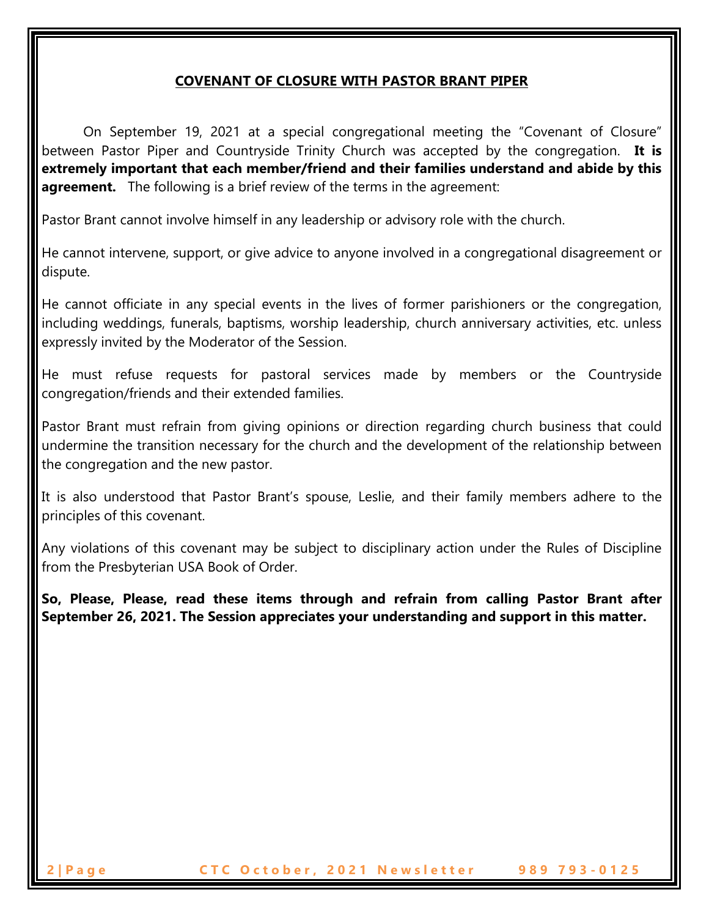## COVENANT OF CLOSURE WITH PASTOR BRANT PIPER

On September 19, 2021 at a special congregational meeting the "Covenant of Closure" between Pastor Piper and Countryside Trinity Church was accepted by the congregation. **It is extremely important that each member/friend and their families understand and abide by this agreement.** The following is a brief review of the terms in the agreement:

Pastor Brant cannot involve himself in any leadership or advisory role with the church.

He cannot intervene, support, or give advice to anyone involved in a congregational disagreement or dispute.

He cannot officiate in any special events in the lives of former parishioners or the congregation, including weddings, funerals, baptisms, worship leadership, church anniversary activities, etc. unless expressly invited by the Moderator of the Session.

He must refuse requests for pastoral services made by members or the Countryside congregation/friends and their extended families.

Pastor Brant must refrain from giving opinions or direction regarding church business that could undermine the transition necessary for the church and the development of the relationship between the congregation and the new pastor.

It is also understood that Pastor Brant's spouse, Leslie, and their family members adhere to the principles of this covenant.

Any violations of this covenant may be subject to disciplinary action under the Rules of Discipline from the Presbyterian USA Book of Order.

**So, Please, Please, read these items through and refrain from calling Pastor Brant after September 26, 2021. The Session appreciates your understanding and support in this matter.**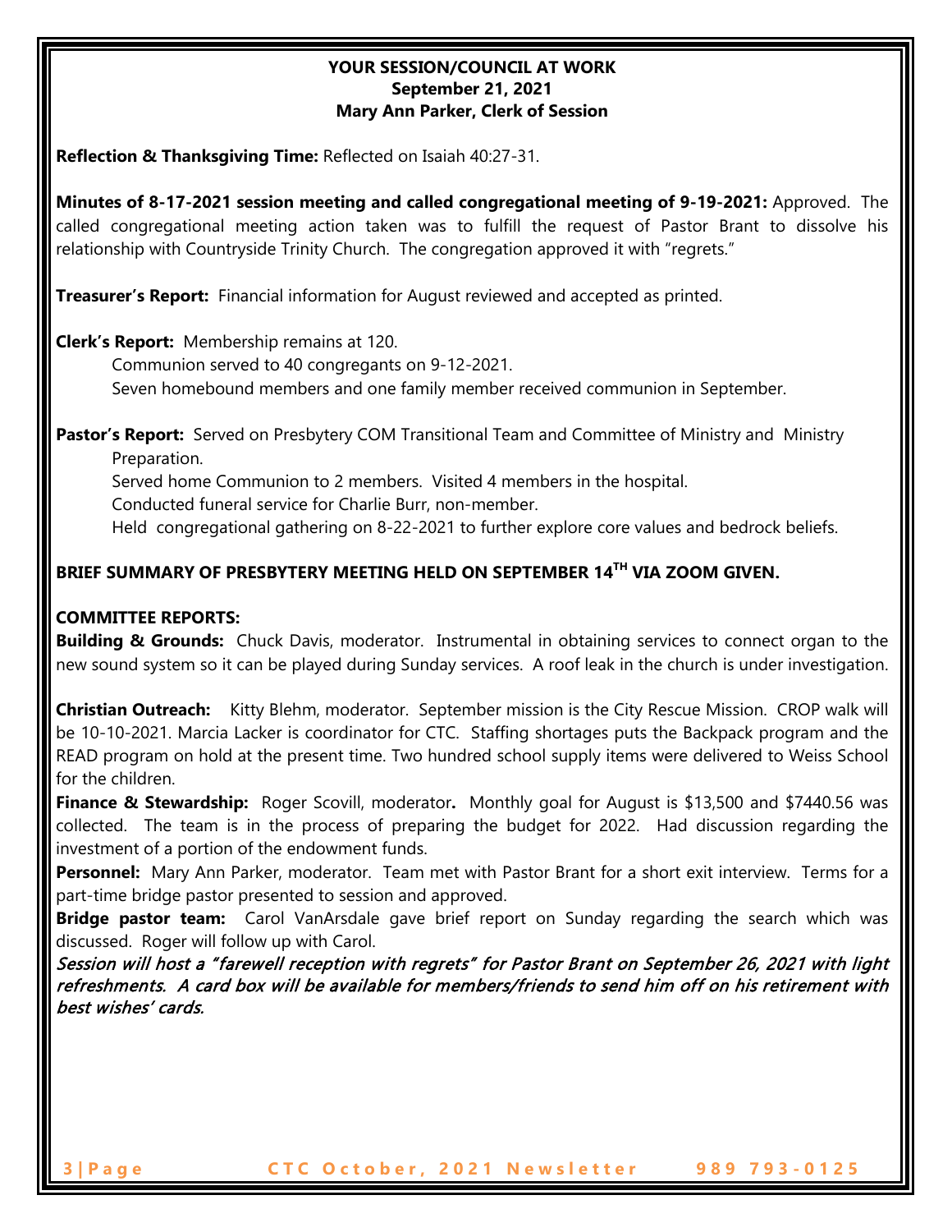**YOUR SESSION/COUNCIL AT WORK**
**September 21, 2021**
**Mary Ann Parker, Clerk of Session**

**Reflection & Thanksgiving Time:** Reflected on Isaiah 40:27-31.

**Minutes of 8-17-2021 session meeting and called congregational meeting of 9-19-2021:** Approved. The called congregational meeting action taken was to fulfill the request of Pastor Brant to dissolve his relationship with Countryside Trinity Church. The congregation approved it with "regrets."

**Treasurer's Report:** Financial information for August reviewed and accepted as printed.

**Clerk's Report:** Membership remains at 120.
Communion served to 40 congregants on 9-12-2021.
Seven homebound members and one family member received communion in September.

**Pastor's Report:** Served on Presbytery COM Transitional Team and Committee of Ministry and Ministry Preparation.
Served home Communion to 2 members. Visited 4 members in the hospital.
Conducted funeral service for Charlie Burr, non-member.
Held congregational gathering on 8-22-2021 to further explore core values and bedrock beliefs.

**BRIEF SUMMARY OF PRESBYTERY MEETING HELD ON SEPTEMBER 14TH VIA ZOOM GIVEN.**

**COMMITTEE REPORTS:**

**Building & Grounds:** Chuck Davis, moderator. Instrumental in obtaining services to connect organ to the new sound system so it can be played during Sunday services. A roof leak in the church is under investigation.

**Christian Outreach:** Kitty Blehm, moderator. September mission is the City Rescue Mission. CROP walk will be 10-10-2021. Marcia Lacker is coordinator for CTC. Staffing shortages puts the Backpack program and the READ program on hold at the present time. Two hundred school supply items were delivered to Weiss School for the children.

**Finance & Stewardship:** Roger Scovill, moderator**.** Monthly goal for August is $13,500 and $7440.56 was collected. The team is in the process of preparing the budget for 2022. Had discussion regarding the investment of a portion of the endowment funds.

**Personnel:** Mary Ann Parker, moderator. Team met with Pastor Brant for a short exit interview. Terms for a part-time bridge pastor presented to session and approved.

**Bridge pastor team:** Carol VanArsdale gave brief report on Sunday regarding the search which was discussed. Roger will follow up with Carol.

***Session will host a "farewell reception with regrets" for Pastor Brant on September 26, 2021 with light refreshments. A card box will be available for members/friends to send him off on his retirement with best wishes' cards.***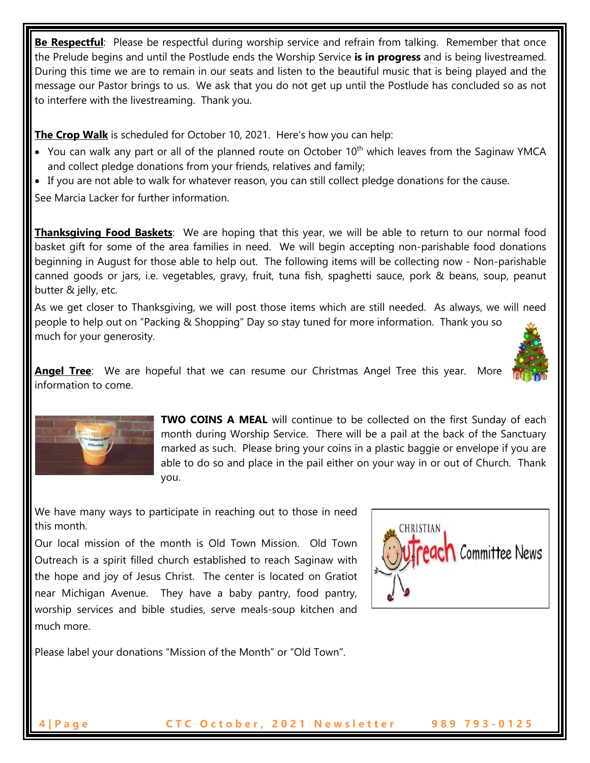**Be Respectful**: Please be respectful during worship service and refrain from talking. Remember that once the Prelude begins and until the Postlude ends the Worship Service **is in progress** and is being livestreamed. During this time we are to remain in our seats and listen to the beautiful music that is being played and the message our Pastor brings to us. We ask that you do not get up until the Postlude has concluded so as not to interfere with the livestreaming. Thank you.

**The Crop Walk** is scheduled for October 10, 2021. Here's how you can help:

- You can walk any part or all of the planned route on October 10th which leaves from the Saginaw YMCA and collect pledge donations from your friends, relatives and family;
- If you are not able to walk for whatever reason, you can still collect pledge donations for the cause.

See Marcia Lacker for further information.

**Thanksgiving Food Baskets**: We are hoping that this year, we will be able to return to our normal food basket gift for some of the area families in need. We will begin accepting non-parishable food donations beginning in August for those able to help out. The following items will be collecting now - Non-parishable canned goods or jars, i.e. vegetables, gravy, fruit, tuna fish, spaghetti sauce, pork & beans, soup, peanut butter & jelly, etc.

As we get closer to Thanksgiving, we will post those items which are still needed. As always, we will need people to help out on "Packing & Shopping" Day so stay tuned for more information. Thank you so much for your generosity.

**Angel Tree**: We are hopeful that we can resume our Christmas Angel Tree this year. More information to come.

**TWO COINS A MEAL** will continue to be collected on the first Sunday of each month during Worship Service. There will be a pail at the back of the Sanctuary marked as such. Please bring your coins in a plastic baggie or envelope if you are able to do so and place in the pail either on your way in or out of Church. Thank you.

Christian Outreach Committee News

We have many ways to participate in reaching out to those in need this month.

Our local mission of the month is Old Town Mission. Old Town Outreach is a spirit filled church established to reach Saginaw with the hope and joy of Jesus Christ. The center is located on Gratiot near Michigan Avenue. They have a baby pantry, food pantry, worship services and bible studies, serve meals-soup kitchen and much more.

Please label your donations "Mission of the Month" or "Old Town".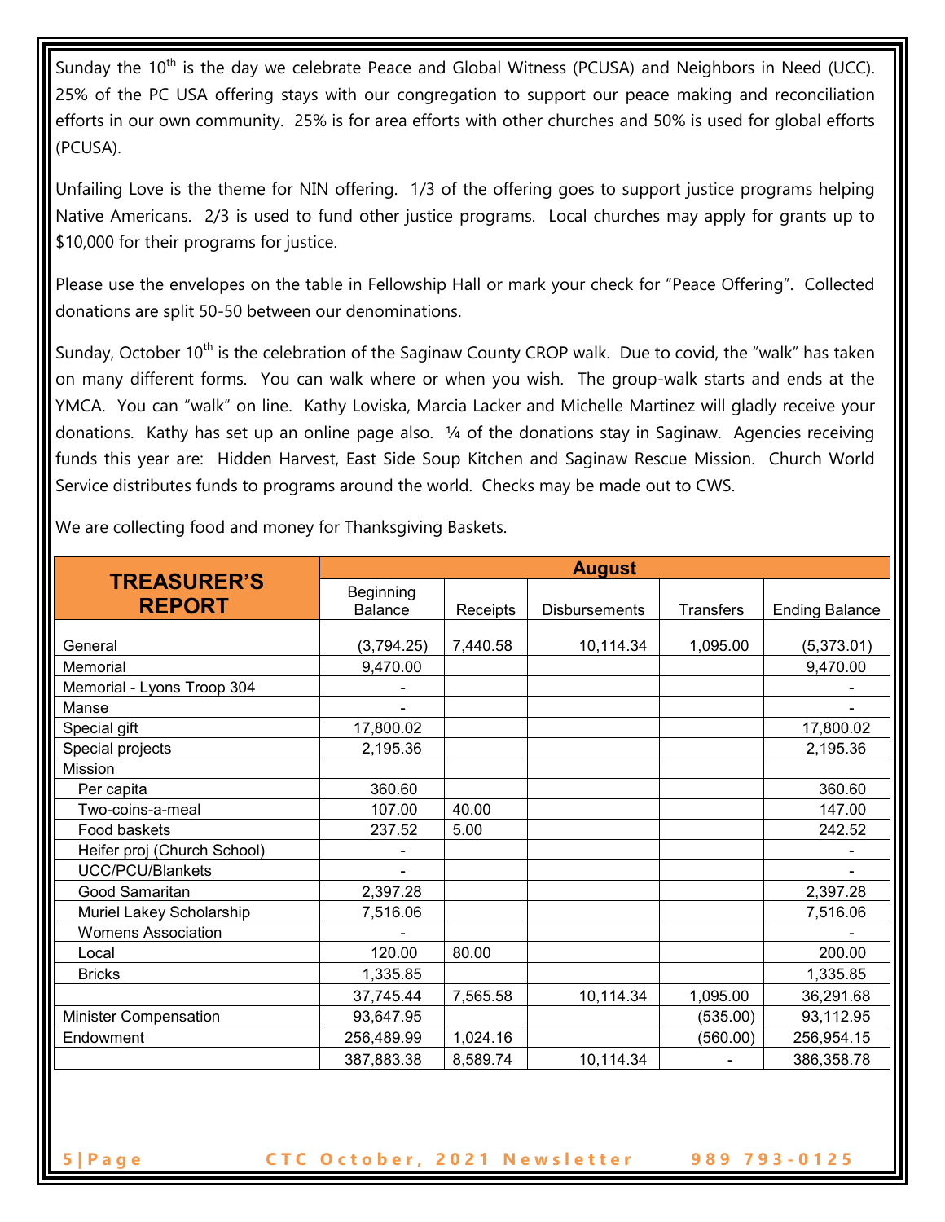Sunday the 10th is the day we celebrate Peace and Global Witness (PCUSA) and Neighbors in Need (UCC). 25% of the PC USA offering stays with our congregation to support our peace making and reconciliation efforts in our own community. 25% is for area efforts with other churches and 50% is used for global efforts (PCUSA).

Unfailing Love is the theme for NIN offering. 1/3 of the offering goes to support justice programs helping Native Americans. 2/3 is used to fund other justice programs. Local churches may apply for grants up to $10,000 for their programs for justice.

Please use the envelopes on the table in Fellowship Hall or mark your check for "Peace Offering". Collected donations are split 50-50 between our denominations.

Sunday, October 10th is the celebration of the Saginaw County CROP walk. Due to covid, the "walk" has taken on many different forms. You can walk where or when you wish. The group-walk starts and ends at the YMCA. You can "walk" on line. Kathy Loviska, Marcia Lacker and Michelle Martinez will gladly receive your donations. Kathy has set up an online page also. ¼ of the donations stay in Saginaw. Agencies receiving funds this year are: Hidden Harvest, East Side Soup Kitchen and Saginaw Rescue Mission. Church World Service distributes funds to programs around the world. Checks may be made out to CWS.

We are collecting food and money for Thanksgiving Baskets.

| **TREASURER'S REPORT** | **August** | | | | |
|---|---|---|---|---|---|
| | Beginning Balance | Receipts | Disbursements | Transfers | Ending Balance |
| General | (3,794.25) | 7,440.58 | 10,114.34 | 1,095.00 | (5,373.01) |
| Memorial | 9,470.00 | | | | 9,470.00 |
| Memorial - Lyons Troop 304 | - | | | | - |
| Manse | - | | | | - |
| Special gift | 17,800.02 | | | | 17,800.02 |
| Special projects | 2,195.36 | | | | 2,195.36 |
| Mission | | | | | |
| Per capita | 360.60 | | | | 360.60 |
| Two-coins-a-meal | 107.00 | 40.00 | | | 147.00 |
| Food baskets | 237.52 | 5.00 | | | 242.52 |
| Heifer proj (Church School) | - | | | | - |
| UCC/PCU/Blankets | - | | | | - |
| Good Samaritan | 2,397.28 | | | | 2,397.28 |
| Muriel Lakey Scholarship | 7,516.06 | | | | 7,516.06 |
| Womens Association | - | | | | - |
| Local | 120.00 | 80.00 | | | 200.00 |
| Bricks | 1,335.85 | | | | 1,335.85 |
| | 37,745.44 | 7,565.58 | 10,114.34 | 1,095.00 | 36,291.68 |
| Minister Compensation | 93,647.95 | | | (535.00) | 93,112.95 |
| Endowment | 256,489.99 | 1,024.16 | | (560.00) | 256,954.15 |
| | 387,883.38 | 8,589.74 | 10,114.34 | - | 386,358.78 |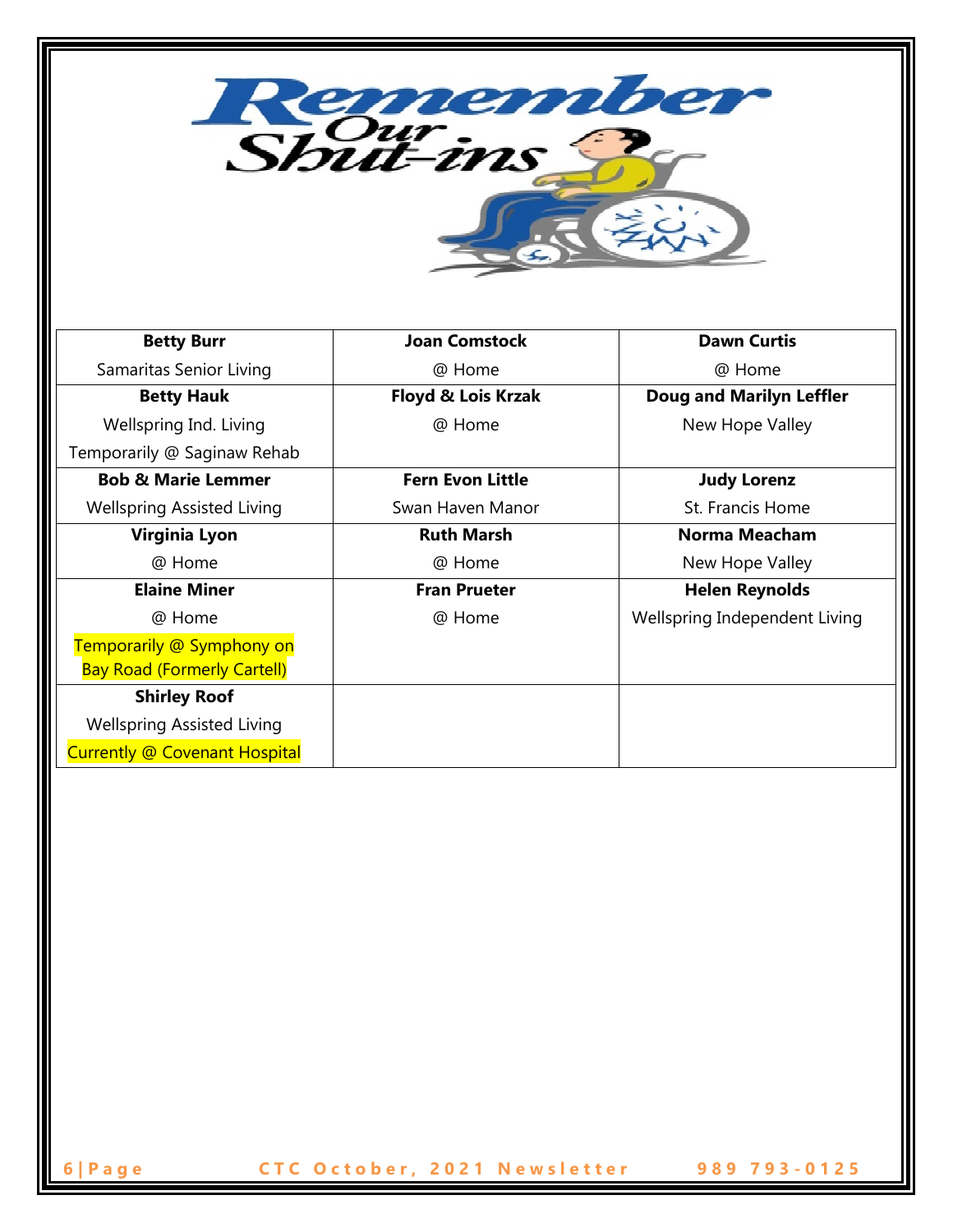# Remember Our Shut-ins

| | | |
|---|---|---|
| **Betty Burr**<br>Samaritas Senior Living | **Joan Comstock**<br>@ Home | **Dawn Curtis**<br>@ Home |
| **Betty Hauk**<br>Wellspring Ind. Living<br>Temporarily @ Saginaw Rehab | **Floyd & Lois Krzak**<br>@ Home | **Doug and Marilyn Leffler**<br>New Hope Valley |
| **Bob & Marie Lemmer**<br>Wellspring Assisted Living | **Fern Evon Little**<br>Swan Haven Manor | **Judy Lorenz**<br>St. Francis Home |
| **Virginia Lyon**<br>@ Home | **Ruth Marsh**<br>@ Home | **Norma Meacham**<br>New Hope Valley |
| **Elaine Miner**<br>@ Home<br>Temporarily @ Symphony on Bay Road (Formerly Cartell) | **Fran Prueter**<br>@ Home | **Helen Reynolds**<br>Wellspring Independent Living |
| **Shirley Roof**<br>Wellspring Assisted Living<br>Currently @ Covenant Hospital | | |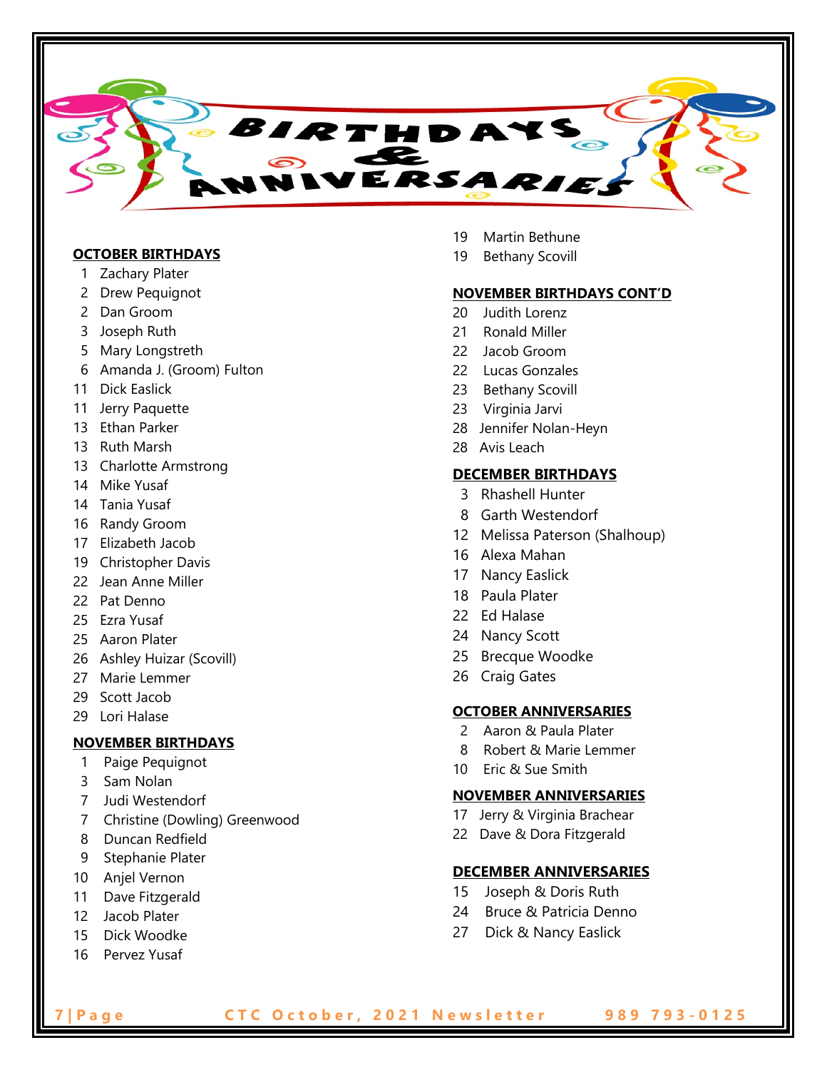# BIRTHDAYS & ANNIVERSARIES

**OCTOBER BIRTHDAYS**

- 1 Zachary Plater
- 2 Drew Pequignot
- 2 Dan Groom
- 3 Joseph Ruth
- 5 Mary Longstreth
- 6 Amanda J. (Groom) Fulton
- 11 Dick Easlick
- 11 Jerry Paquette
- 13 Ethan Parker
- 13 Ruth Marsh
- 13 Charlotte Armstrong
- 14 Mike Yusaf
- 14 Tania Yusaf
- 16 Randy Groom
- 17 Elizabeth Jacob
- 19 Christopher Davis
- 22 Jean Anne Miller
- 22 Pat Denno
- 25 Ezra Yusaf
- 25 Aaron Plater
- 26 Ashley Huizar (Scovill)
- 27 Marie Lemmer
- 29 Scott Jacob
- 29 Lori Halase

**NOVEMBER BIRTHDAYS**

- 1 Paige Pequignot
- 3 Sam Nolan
- 7 Judi Westendorf
- 7 Christine (Dowling) Greenwood
- 8 Duncan Redfield
- 9 Stephanie Plater
- 10 Anjel Vernon
- 11 Dave Fitzgerald
- 12 Jacob Plater
- 15 Dick Woodke
- 16 Pervez Yusaf
- 19 Martin Bethune
- 19 Bethany Scovill

**NOVEMBER BIRTHDAYS CONT'D**

- 20 Judith Lorenz
- 21 Ronald Miller
- 22 Jacob Groom
- 22 Lucas Gonzales
- 23 Bethany Scovill
- 23 Virginia Jarvi
- 28 Jennifer Nolan-Heyn
- 28 Avis Leach

**DECEMBER BIRTHDAYS**

- 3 Rhashell Hunter
- 8 Garth Westendorf
- 12 Melissa Paterson (Shalhoup)
- 16 Alexa Mahan
- 17 Nancy Easlick
- 18 Paula Plater
- 22 Ed Halase
- 24 Nancy Scott
- 25 Brecque Woodke
- 26 Craig Gates

**OCTOBER ANNIVERSARIES**

- 2 Aaron & Paula Plater
- 8 Robert & Marie Lemmer
- 10 Eric & Sue Smith

**NOVEMBER ANNIVERSARIES**

- 17 Jerry & Virginia Brachear
- 22 Dave & Dora Fitzgerald

**DECEMBER ANNIVERSARIES**

- 15 Joseph & Doris Ruth
- 24 Bruce & Patricia Denno
- 27 Dick & Nancy Easlick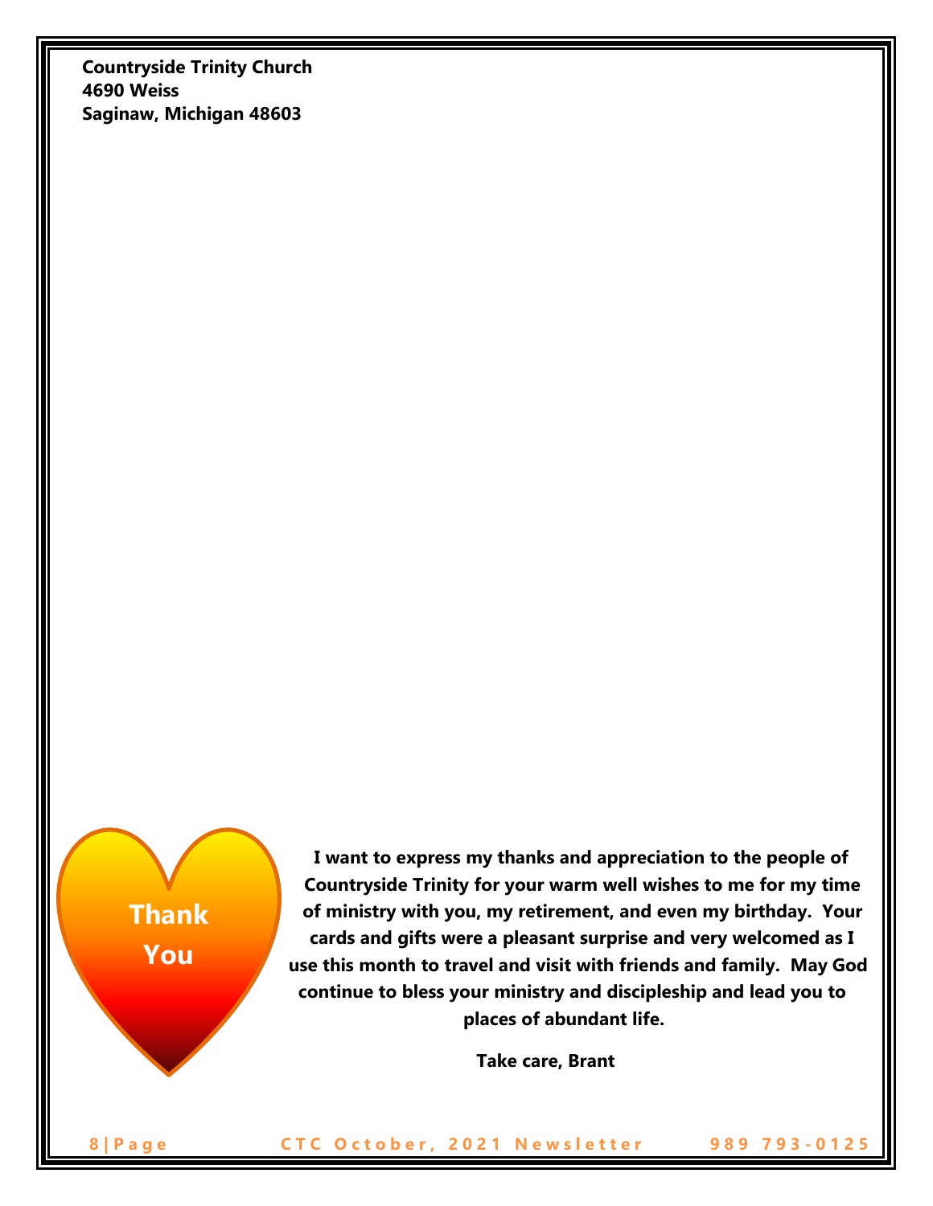**Countryside Trinity Church**
**4690 Weiss**
**Saginaw, Michigan 48603**

**Thank You**

**I want to express my thanks and appreciation to the people of Countryside Trinity for your warm well wishes to me for my time of ministry with you, my retirement, and even my birthday. Your cards and gifts were a pleasant surprise and very welcomed as I use this month to travel and visit with friends and family. May God continue to bless your ministry and discipleship and lead you to places of abundant life.**

**Take care, Brant**